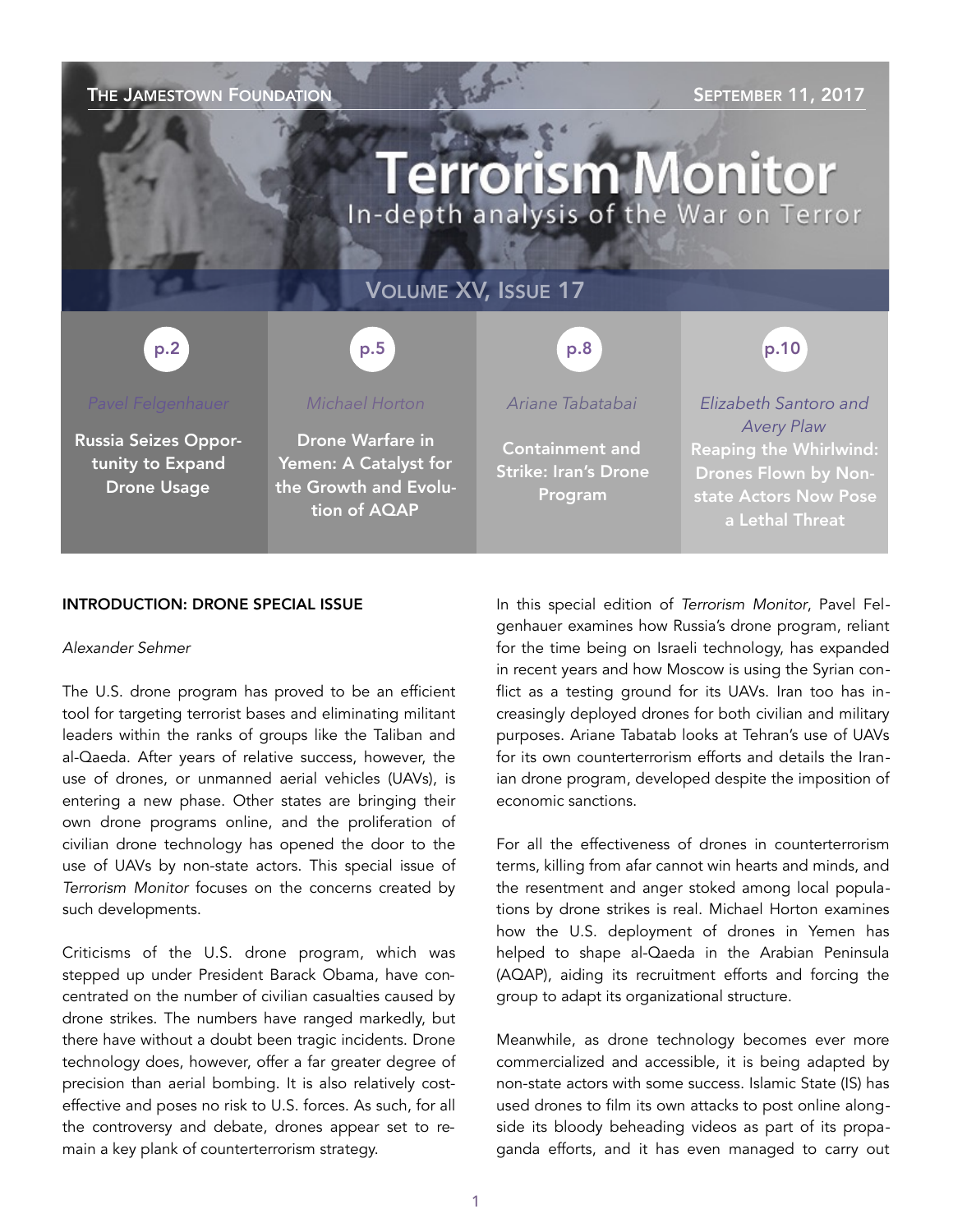THE JAMESTOWN FOUNDATION

SEPTEMBER 11, 2017

# Terrorism Monitor

In-depth analysis of the War on Terror

VOLUME XV, ISSUE 17

| p.2 | p.5 | p.8 | p.10 |
|---|---|---|---|
| *Pavel Felgenhauer* | *Michael Horton* | *Ariane Tabatabai* | *Elizabeth Santoro and Avery Plaw* |
| **Russia Seizes Opportunity to Expand Drone Usage** | **Drone Warfare in Yemen: A Catalyst for the Growth and Evolution of AQAP** | **Containment and Strike: Iran's Drone Program** | **Reaping the Whirlwind: Drones Flown by Non-state Actors Now Pose a Lethal Threat** |

## INTRODUCTION: DRONE SPECIAL ISSUE

*Alexander Sehmer*

The U.S. drone program has proved to be an efficient tool for targeting terrorist bases and eliminating militant leaders within the ranks of groups like the Taliban and al-Qaeda. After years of relative success, however, the use of drones, or unmanned aerial vehicles (UAVs), is entering a new phase. Other states are bringing their own drone programs online, and the proliferation of civilian drone technology has opened the door to the use of UAVs by non-state actors. This special issue of *Terrorism Monitor* focuses on the concerns created by such developments.

Criticisms of the U.S. drone program, which was stepped up under President Barack Obama, have concentrated on the number of civilian casualties caused by drone strikes. The numbers have ranged markedly, but there have without a doubt been tragic incidents. Drone technology does, however, offer a far greater degree of precision than aerial bombing. It is also relatively cost-effective and poses no risk to U.S. forces. As such, for all the controversy and debate, drones appear set to remain a key plank of counterterrorism strategy.

In this special edition of *Terrorism Monitor*, Pavel Felgenhauer examines how Russia's drone program, reliant for the time being on Israeli technology, has expanded in recent years and how Moscow is using the Syrian conflict as a testing ground for its UAVs. Iran too has increasingly deployed drones for both civilian and military purposes. Ariane Tabatab looks at Tehran's use of UAVs for its own counterterrorism efforts and details the Iranian drone program, developed despite the imposition of economic sanctions.

For all the effectiveness of drones in counterterrorism terms, killing from afar cannot win hearts and minds, and the resentment and anger stoked among local populations by drone strikes is real. Michael Horton examines how the U.S. deployment of drones in Yemen has helped to shape al-Qaeda in the Arabian Peninsula (AQAP), aiding its recruitment efforts and forcing the group to adapt its organizational structure.

Meanwhile, as drone technology becomes ever more commercialized and accessible, it is being adapted by non-state actors with some success. Islamic State (IS) has used drones to film its own attacks to post online alongside its bloody beheading videos as part of its propaganda efforts, and it has even managed to carry out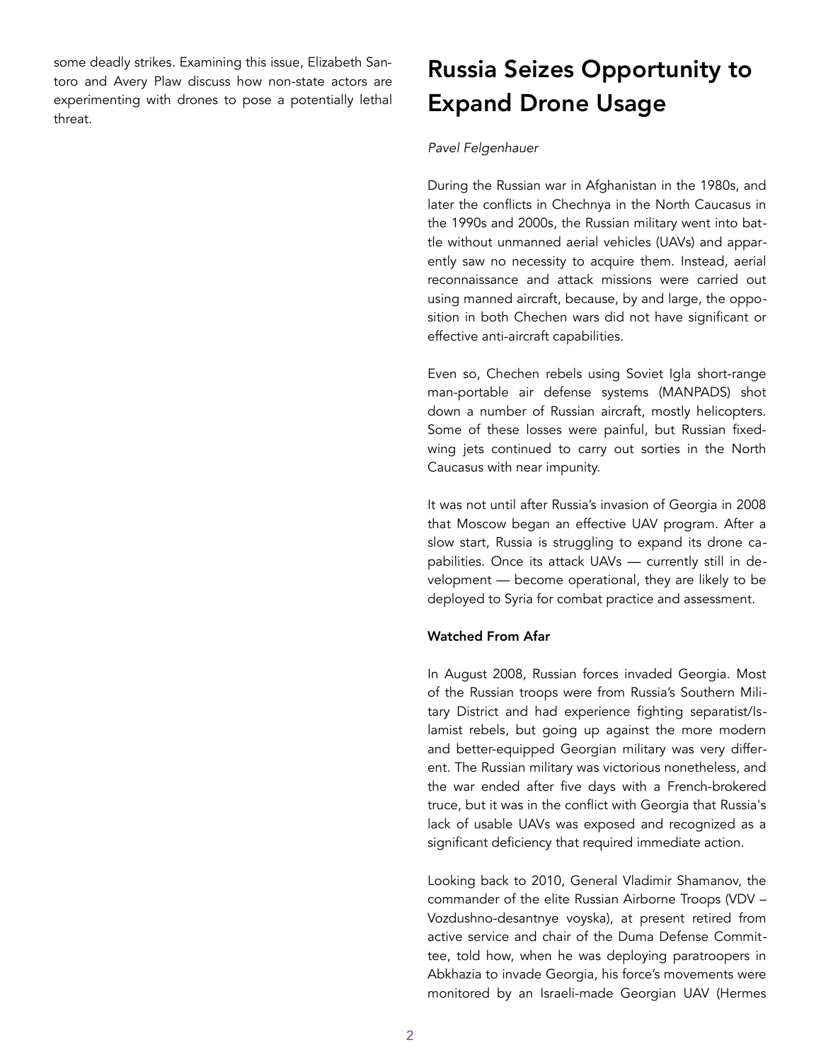some deadly strikes. Examining this issue, Elizabeth Santoro and Avery Plaw discuss how non-state actors are experimenting with drones to pose a potentially lethal threat.

# Russia Seizes Opportunity to Expand Drone Usage

*Pavel Felgenhauer*

During the Russian war in Afghanistan in the 1980s, and later the conflicts in Chechnya in the North Caucasus in the 1990s and 2000s, the Russian military went into battle without unmanned aerial vehicles (UAVs) and apparently saw no necessity to acquire them. Instead, aerial reconnaissance and attack missions were carried out using manned aircraft, because, by and large, the opposition in both Chechen wars did not have significant or effective anti-aircraft capabilities.

Even so, Chechen rebels using Soviet Igla short-range man-portable air defense systems (MANPADS) shot down a number of Russian aircraft, mostly helicopters. Some of these losses were painful, but Russian fixed-wing jets continued to carry out sorties in the North Caucasus with near impunity.

It was not until after Russia's invasion of Georgia in 2008 that Moscow began an effective UAV program. After a slow start, Russia is struggling to expand its drone capabilities. Once its attack UAVs — currently still in development — become operational, they are likely to be deployed to Syria for combat practice and assessment.

### Watched From Afar

In August 2008, Russian forces invaded Georgia. Most of the Russian troops were from Russia's Southern Military District and had experience fighting separatist/Islamist rebels, but going up against the more modern and better-equipped Georgian military was very different. The Russian military was victorious nonetheless, and the war ended after five days with a French-brokered truce, but it was in the conflict with Georgia that Russia's lack of usable UAVs was exposed and recognized as a significant deficiency that required immediate action.

Looking back to 2010, General Vladimir Shamanov, the commander of the elite Russian Airborne Troops (VDV – Vozdushno-desantnye voyska), at present retired from active service and chair of the Duma Defense Committee, told how, when he was deploying paratroopers in Abkhazia to invade Georgia, his force's movements were monitored by an Israeli-made Georgian UAV (Hermes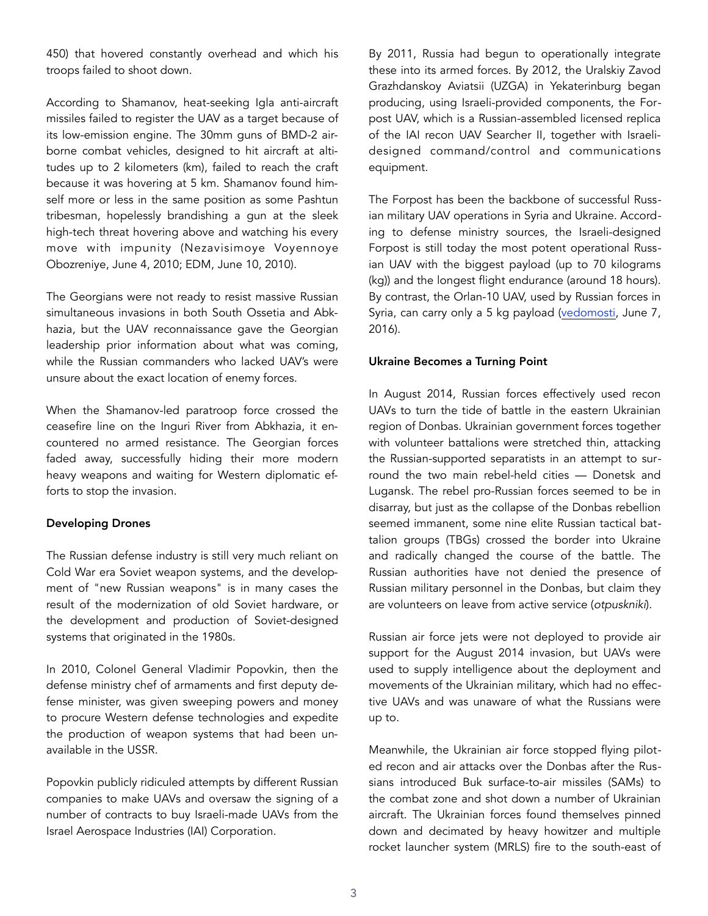450) that hovered constantly overhead and which his troops failed to shoot down.

According to Shamanov, heat-seeking Igla anti-aircraft missiles failed to register the UAV as a target because of its low-emission engine. The 30mm guns of BMD-2 airborne combat vehicles, designed to hit aircraft at altitudes up to 2 kilometers (km), failed to reach the craft because it was hovering at 5 km. Shamanov found himself more or less in the same position as some Pashtun tribesman, hopelessly brandishing a gun at the sleek high-tech threat hovering above and watching his every move with impunity (Nezavisimoye Voyennoye Obozreniye, June 4, 2010; EDM, June 10, 2010).

The Georgians were not ready to resist massive Russian simultaneous invasions in both South Ossetia and Abkhazia, but the UAV reconnaissance gave the Georgian leadership prior information about what was coming, while the Russian commanders who lacked UAV's were unsure about the exact location of enemy forces.

When the Shamanov-led paratroop force crossed the ceasefire line on the Inguri River from Abkhazia, it encountered no armed resistance. The Georgian forces faded away, successfully hiding their more modern heavy weapons and waiting for Western diplomatic efforts to stop the invasion.

**Developing Drones**

The Russian defense industry is still very much reliant on Cold War era Soviet weapon systems, and the development of "new Russian weapons" is in many cases the result of the modernization of old Soviet hardware, or the development and production of Soviet-designed systems that originated in the 1980s.

In 2010, Colonel General Vladimir Popovkin, then the defense ministry chef of armaments and first deputy defense minister, was given sweeping powers and money to procure Western defense technologies and expedite the production of weapon systems that had been unavailable in the USSR.

Popovkin publicly ridiculed attempts by different Russian companies to make UAVs and oversaw the signing of a number of contracts to buy Israeli-made UAVs from the Israel Aerospace Industries (IAI) Corporation.

By 2011, Russia had begun to operationally integrate these into its armed forces. By 2012, the Uralskiy Zavod Grazhdanskoy Aviatsii (UZGA) in Yekaterinburg began producing, using Israeli-provided components, the Forpost UAV, which is a Russian-assembled licensed replica of the IAI recon UAV Searcher II, together with Israeli-designed command/control and communications equipment.

The Forpost has been the backbone of successful Russian military UAV operations in Syria and Ukraine. According to defense ministry sources, the Israeli-designed Forpost is still today the most potent operational Russian UAV with the biggest payload (up to 70 kilograms (kg)) and the longest flight endurance (around 18 hours). By contrast, the Orlan-10 UAV, used by Russian forces in Syria, can carry only a 5 kg payload (vedomosti, June 7, 2016).

**Ukraine Becomes a Turning Point**

In August 2014, Russian forces effectively used recon UAVs to turn the tide of battle in the eastern Ukrainian region of Donbas. Ukrainian government forces together with volunteer battalions were stretched thin, attacking the Russian-supported separatists in an attempt to surround the two main rebel-held cities — Donetsk and Lugansk. The rebel pro-Russian forces seemed to be in disarray, but just as the collapse of the Donbas rebellion seemed immanent, some nine elite Russian tactical battalion groups (TBGs) crossed the border into Ukraine and radically changed the course of the battle. The Russian authorities have not denied the presence of Russian military personnel in the Donbas, but claim they are volunteers on leave from active service (*otpuskniki*).

Russian air force jets were not deployed to provide air support for the August 2014 invasion, but UAVs were used to supply intelligence about the deployment and movements of the Ukrainian military, which had no effective UAVs and was unaware of what the Russians were up to.

Meanwhile, the Ukrainian air force stopped flying piloted recon and air attacks over the Donbas after the Russians introduced Buk surface-to-air missiles (SAMs) to the combat zone and shot down a number of Ukrainian aircraft. The Ukrainian forces found themselves pinned down and decimated by heavy howitzer and multiple rocket launcher system (MRLS) fire to the south-east of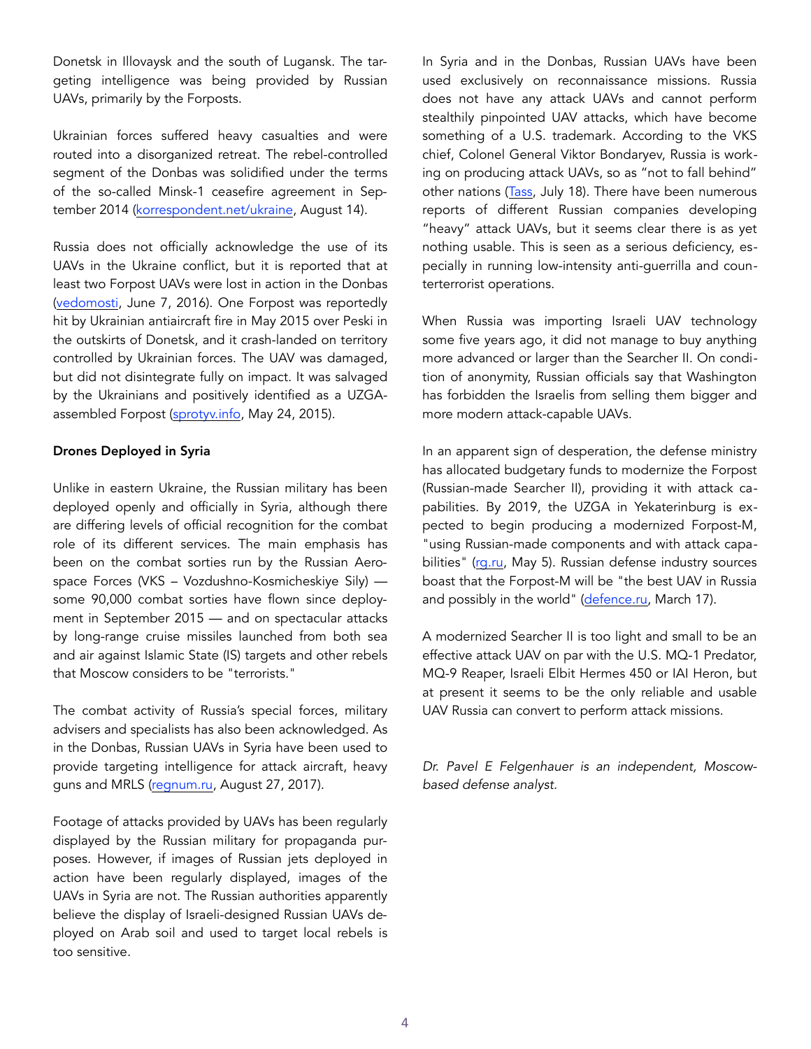Donetsk in Illovaysk and the south of Lugansk. The targeting intelligence was being provided by Russian UAVs, primarily by the Forposts.

Ukrainian forces suffered heavy casualties and were routed into a disorganized retreat. The rebel-controlled segment of the Donbas was solidified under the terms of the so-called Minsk-1 ceasefire agreement in September 2014 (korrespondent.net/ukraine, August 14).

Russia does not officially acknowledge the use of its UAVs in the Ukraine conflict, but it is reported that at least two Forpost UAVs were lost in action in the Donbas (vedomosti, June 7, 2016). One Forpost was reportedly hit by Ukrainian antiaircraft fire in May 2015 over Peski in the outskirts of Donetsk, and it crash-landed on territory controlled by Ukrainian forces. The UAV was damaged, but did not disintegrate fully on impact. It was salvaged by the Ukrainians and positively identified as a UZGA-assembled Forpost (sprotyv.info, May 24, 2015).

**Drones Deployed in Syria**

Unlike in eastern Ukraine, the Russian military has been deployed openly and officially in Syria, although there are differing levels of official recognition for the combat role of its different services. The main emphasis has been on the combat sorties run by the Russian Aerospace Forces (VKS – Vozdushno-Kosmicheskiye Sily) — some 90,000 combat sorties have flown since deployment in September 2015 — and on spectacular attacks by long-range cruise missiles launched from both sea and air against Islamic State (IS) targets and other rebels that Moscow considers to be "terrorists."

The combat activity of Russia's special forces, military advisers and specialists has also been acknowledged. As in the Donbas, Russian UAVs in Syria have been used to provide targeting intelligence for attack aircraft, heavy guns and MRLS (regnum.ru, August 27, 2017).

Footage of attacks provided by UAVs has been regularly displayed by the Russian military for propaganda purposes. However, if images of Russian jets deployed in action have been regularly displayed, images of the UAVs in Syria are not. The Russian authorities apparently believe the display of Israeli-designed Russian UAVs deployed on Arab soil and used to target local rebels is too sensitive.

In Syria and in the Donbas, Russian UAVs have been used exclusively on reconnaissance missions. Russia does not have any attack UAVs and cannot perform stealthily pinpointed UAV attacks, which have become something of a U.S. trademark. According to the VKS chief, Colonel General Viktor Bondaryev, Russia is working on producing attack UAVs, so as "not to fall behind" other nations (Tass, July 18). There have been numerous reports of different Russian companies developing "heavy" attack UAVs, but it seems clear there is as yet nothing usable. This is seen as a serious deficiency, especially in running low-intensity anti-guerrilla and counterterrorist operations.

When Russia was importing Israeli UAV technology some five years ago, it did not manage to buy anything more advanced or larger than the Searcher II. On condition of anonymity, Russian officials say that Washington has forbidden the Israelis from selling them bigger and more modern attack-capable UAVs.

In an apparent sign of desperation, the defense ministry has allocated budgetary funds to modernize the Forpost (Russian-made Searcher II), providing it with attack capabilities. By 2019, the UZGA in Yekaterinburg is expected to begin producing a modernized Forpost-M, "using Russian-made components and with attack capabilities" (rg.ru, May 5). Russian defense industry sources boast that the Forpost-M will be "the best UAV in Russia and possibly in the world" (defence.ru, March 17).

A modernized Searcher II is too light and small to be an effective attack UAV on par with the U.S. MQ-1 Predator, MQ-9 Reaper, Israeli Elbit Hermes 450 or IAI Heron, but at present it seems to be the only reliable and usable UAV Russia can convert to perform attack missions.

*Dr. Pavel E Felgenhauer is an independent, Moscow-based defense analyst.*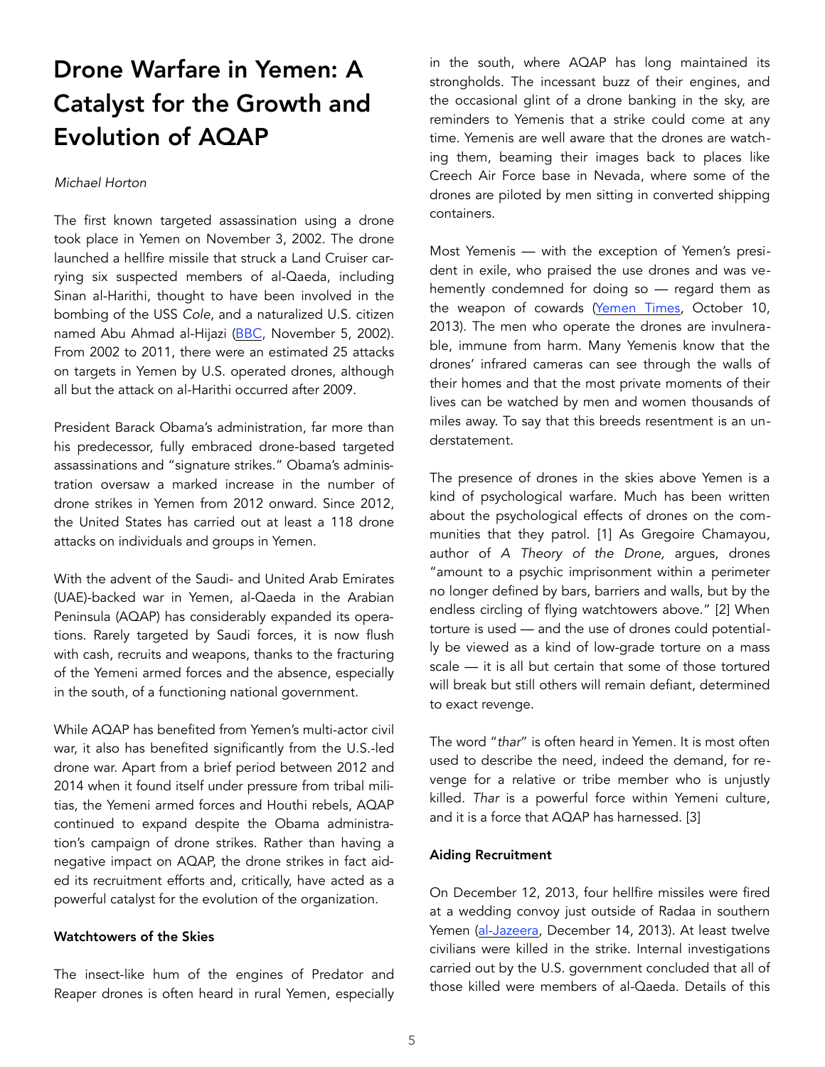# Drone Warfare in Yemen: A Catalyst for the Growth and Evolution of AQAP

*Michael Horton*

The first known targeted assassination using a drone took place in Yemen on November 3, 2002. The drone launched a hellfire missile that struck a Land Cruiser carrying six suspected members of al-Qaeda, including Sinan al-Harithi, thought to have been involved in the bombing of the USS *Cole*, and a naturalized U.S. citizen named Abu Ahmad al-Hijazi (BBC, November 5, 2002). From 2002 to 2011, there were an estimated 25 attacks on targets in Yemen by U.S. operated drones, although all but the attack on al-Harithi occurred after 2009.

President Barack Obama's administration, far more than his predecessor, fully embraced drone-based targeted assassinations and "signature strikes." Obama's administration oversaw a marked increase in the number of drone strikes in Yemen from 2012 onward. Since 2012, the United States has carried out at least a 118 drone attacks on individuals and groups in Yemen.

With the advent of the Saudi- and United Arab Emirates (UAE)-backed war in Yemen, al-Qaeda in the Arabian Peninsula (AQAP) has considerably expanded its operations. Rarely targeted by Saudi forces, it is now flush with cash, recruits and weapons, thanks to the fracturing of the Yemeni armed forces and the absence, especially in the south, of a functioning national government.

While AQAP has benefited from Yemen's multi-actor civil war, it also has benefited significantly from the U.S.-led drone war. Apart from a brief period between 2012 and 2014 when it found itself under pressure from tribal militias, the Yemeni armed forces and Houthi rebels, AQAP continued to expand despite the Obama administration's campaign of drone strikes. Rather than having a negative impact on AQAP, the drone strikes in fact aided its recruitment efforts and, critically, have acted as a powerful catalyst for the evolution of the organization.

### Watchtowers of the Skies

The insect-like hum of the engines of Predator and Reaper drones is often heard in rural Yemen, especially in the south, where AQAP has long maintained its strongholds. The incessant buzz of their engines, and the occasional glint of a drone banking in the sky, are reminders to Yemenis that a strike could come at any time. Yemenis are well aware that the drones are watching them, beaming their images back to places like Creech Air Force base in Nevada, where some of the drones are piloted by men sitting in converted shipping containers.

Most Yemenis — with the exception of Yemen's president in exile, who praised the use drones and was vehemently condemned for doing so — regard them as the weapon of cowards (Yemen Times, October 10, 2013). The men who operate the drones are invulnerable, immune from harm. Many Yemenis know that the drones' infrared cameras can see through the walls of their homes and that the most private moments of their lives can be watched by men and women thousands of miles away. To say that this breeds resentment is an understatement.

The presence of drones in the skies above Yemen is a kind of psychological warfare. Much has been written about the psychological effects of drones on the communities that they patrol. [1] As Gregoire Chamayou, author of *A Theory of the Drone,* argues, drones "amount to a psychic imprisonment within a perimeter no longer defined by bars, barriers and walls, but by the endless circling of flying watchtowers above." [2] When torture is used — and the use of drones could potentially be viewed as a kind of low-grade torture on a mass scale — it is all but certain that some of those tortured will break but still others will remain defiant, determined to exact revenge.

The word "*thar*" is often heard in Yemen. It is most often used to describe the need, indeed the demand, for revenge for a relative or tribe member who is unjustly killed. *Thar* is a powerful force within Yemeni culture, and it is a force that AQAP has harnessed. [3]

### Aiding Recruitment

On December 12, 2013, four hellfire missiles were fired at a wedding convoy just outside of Radaa in southern Yemen (al-Jazeera, December 14, 2013). At least twelve civilians were killed in the strike. Internal investigations carried out by the U.S. government concluded that all of those killed were members of al-Qaeda. Details of this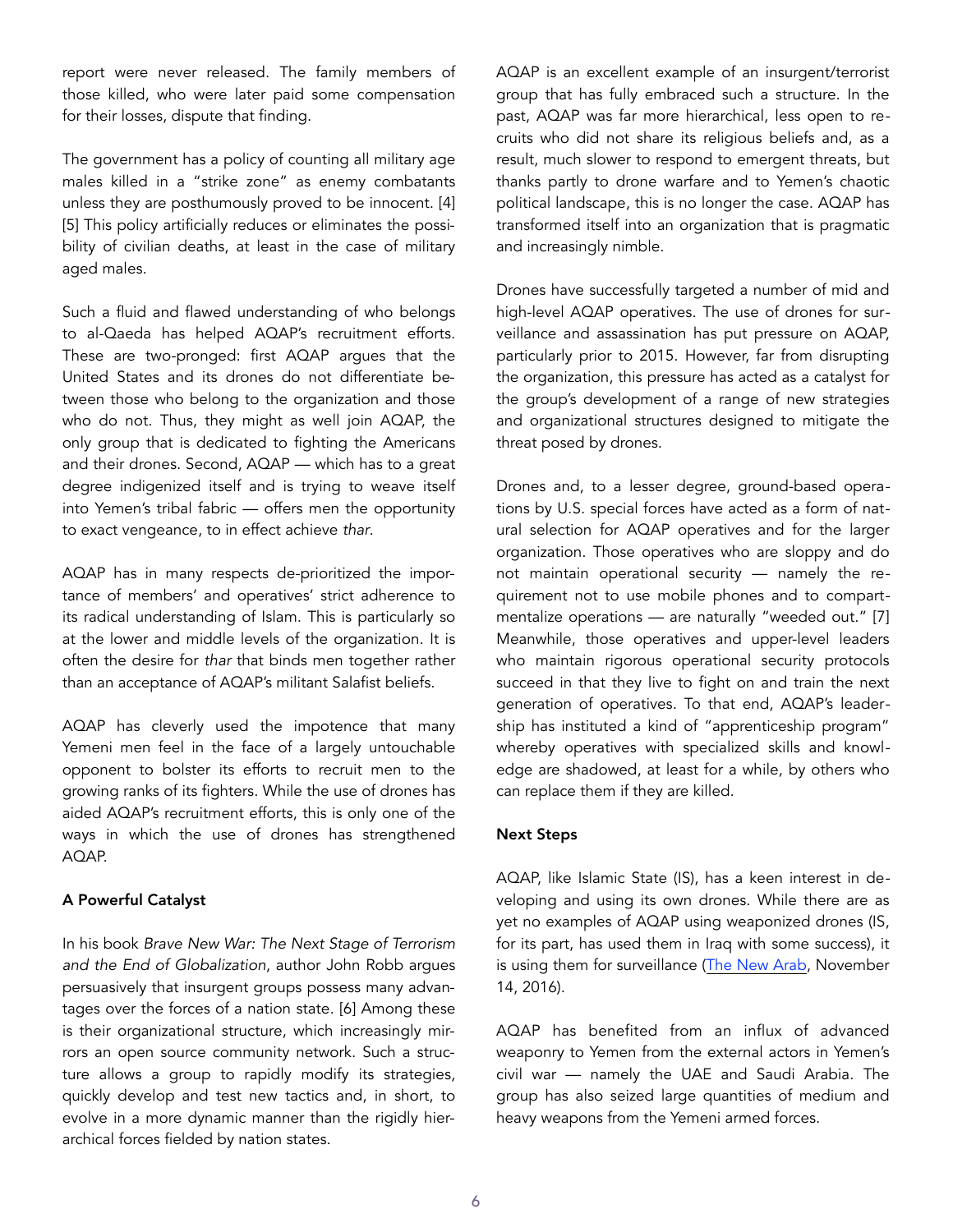report were never released. The family members of those killed, who were later paid some compensation for their losses, dispute that finding.

The government has a policy of counting all military age males killed in a "strike zone" as enemy combatants unless they are posthumously proved to be innocent. [4] [5] This policy artificially reduces or eliminates the possibility of civilian deaths, at least in the case of military aged males.

Such a fluid and flawed understanding of who belongs to al-Qaeda has helped AQAP's recruitment efforts. These are two-pronged: first AQAP argues that the United States and its drones do not differentiate between those who belong to the organization and those who do not. Thus, they might as well join AQAP, the only group that is dedicated to fighting the Americans and their drones. Second, AQAP — which has to a great degree indigenized itself and is trying to weave itself into Yemen's tribal fabric — offers men the opportunity to exact vengeance, to in effect achieve *thar*.

AQAP has in many respects de-prioritized the importance of members' and operatives' strict adherence to its radical understanding of Islam. This is particularly so at the lower and middle levels of the organization. It is often the desire for *thar* that binds men together rather than an acceptance of AQAP's militant Salafist beliefs.

AQAP has cleverly used the impotence that many Yemeni men feel in the face of a largely untouchable opponent to bolster its efforts to recruit men to the growing ranks of its fighters. While the use of drones has aided AQAP's recruitment efforts, this is only one of the ways in which the use of drones has strengthened AQAP.

**A Powerful Catalyst**

In his book *Brave New War: The Next Stage of Terrorism and the End of Globalization*, author John Robb argues persuasively that insurgent groups possess many advantages over the forces of a nation state. [6] Among these is their organizational structure, which increasingly mirrors an open source community network. Such a structure allows a group to rapidly modify its strategies, quickly develop and test new tactics and, in short, to evolve in a more dynamic manner than the rigidly hierarchical forces fielded by nation states.

AQAP is an excellent example of an insurgent/terrorist group that has fully embraced such a structure. In the past, AQAP was far more hierarchical, less open to recruits who did not share its religious beliefs and, as a result, much slower to respond to emergent threats, but thanks partly to drone warfare and to Yemen's chaotic political landscape, this is no longer the case. AQAP has transformed itself into an organization that is pragmatic and increasingly nimble.

Drones have successfully targeted a number of mid and high-level AQAP operatives. The use of drones for surveillance and assassination has put pressure on AQAP, particularly prior to 2015. However, far from disrupting the organization, this pressure has acted as a catalyst for the group's development of a range of new strategies and organizational structures designed to mitigate the threat posed by drones.

Drones and, to a lesser degree, ground-based operations by U.S. special forces have acted as a form of natural selection for AQAP operatives and for the larger organization. Those operatives who are sloppy and do not maintain operational security — namely the requirement not to use mobile phones and to compartmentalize operations — are naturally "weeded out." [7] Meanwhile, those operatives and upper-level leaders who maintain rigorous operational security protocols succeed in that they live to fight on and train the next generation of operatives. To that end, AQAP's leadership has instituted a kind of "apprenticeship program" whereby operatives with specialized skills and knowledge are shadowed, at least for a while, by others who can replace them if they are killed.

**Next Steps**

AQAP, like Islamic State (IS), has a keen interest in developing and using its own drones. While there are as yet no examples of AQAP using weaponized drones (IS, for its part, has used them in Iraq with some success), it is using them for surveillance (The New Arab, November 14, 2016).

AQAP has benefited from an influx of advanced weaponry to Yemen from the external actors in Yemen's civil war — namely the UAE and Saudi Arabia. The group has also seized large quantities of medium and heavy weapons from the Yemeni armed forces.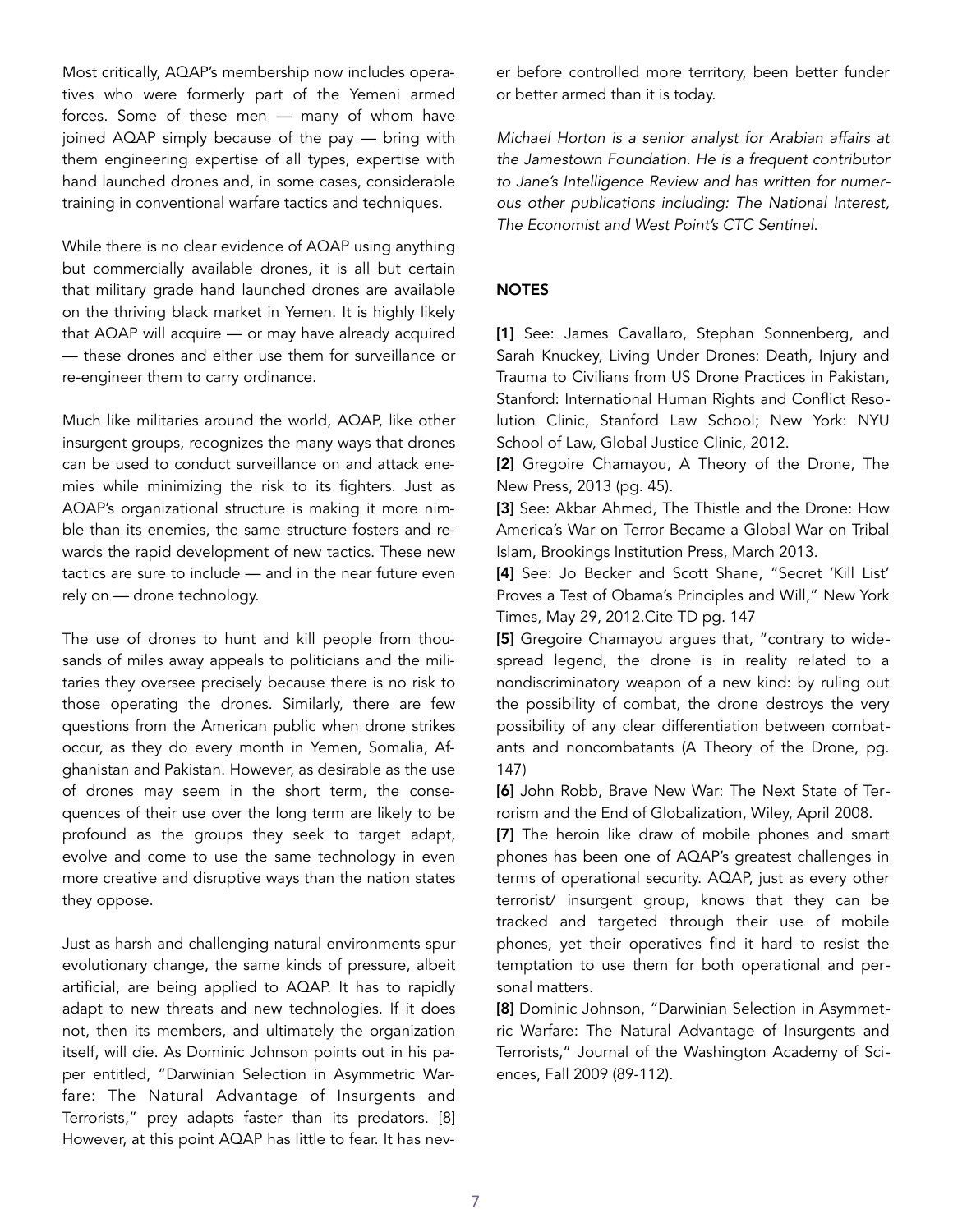Most critically, AQAP's membership now includes operatives who were formerly part of the Yemeni armed forces. Some of these men — many of whom have joined AQAP simply because of the pay — bring with them engineering expertise of all types, expertise with hand launched drones and, in some cases, considerable training in conventional warfare tactics and techniques.

While there is no clear evidence of AQAP using anything but commercially available drones, it is all but certain that military grade hand launched drones are available on the thriving black market in Yemen. It is highly likely that AQAP will acquire — or may have already acquired — these drones and either use them for surveillance or re-engineer them to carry ordinance.

Much like militaries around the world, AQAP, like other insurgent groups, recognizes the many ways that drones can be used to conduct surveillance on and attack enemies while minimizing the risk to its fighters. Just as AQAP's organizational structure is making it more nimble than its enemies, the same structure fosters and rewards the rapid development of new tactics. These new tactics are sure to include — and in the near future even rely on — drone technology.

The use of drones to hunt and kill people from thousands of miles away appeals to politicians and the militaries they oversee precisely because there is no risk to those operating the drones. Similarly, there are few questions from the American public when drone strikes occur, as they do every month in Yemen, Somalia, Afghanistan and Pakistan. However, as desirable as the use of drones may seem in the short term, the consequences of their use over the long term are likely to be profound as the groups they seek to target adapt, evolve and come to use the same technology in even more creative and disruptive ways than the nation states they oppose.

Just as harsh and challenging natural environments spur evolutionary change, the same kinds of pressure, albeit artificial, are being applied to AQAP. It has to rapidly adapt to new threats and new technologies. If it does not, then its members, and ultimately the organization itself, will die. As Dominic Johnson points out in his paper entitled, "Darwinian Selection in Asymmetric Warfare: The Natural Advantage of Insurgents and Terrorists," prey adapts faster than its predators. [8] However, at this point AQAP has little to fear. It has never before controlled more territory, been better funder or better armed than it is today.

*Michael Horton is a senior analyst for Arabian affairs at the Jamestown Foundation. He is a frequent contributor to Jane's Intelligence Review and has written for numerous other publications including: The National Interest, The Economist and West Point's CTC Sentinel.*

## NOTES

**[1]** See: James Cavallaro, Stephan Sonnenberg, and Sarah Knuckey, Living Under Drones: Death, Injury and Trauma to Civilians from US Drone Practices in Pakistan, Stanford: International Human Rights and Conflict Resolution Clinic, Stanford Law School; New York: NYU School of Law, Global Justice Clinic, 2012.

**[2]** Gregoire Chamayou, A Theory of the Drone, The New Press, 2013 (pg. 45).

**[3]** See: Akbar Ahmed, The Thistle and the Drone: How America's War on Terror Became a Global War on Tribal Islam, Brookings Institution Press, March 2013.

**[4]** See: Jo Becker and Scott Shane, "Secret 'Kill List' Proves a Test of Obama's Principles and Will," New York Times, May 29, 2012.Cite TD pg. 147

**[5]** Gregoire Chamayou argues that, "contrary to widespread legend, the drone is in reality related to a nondiscriminatory weapon of a new kind: by ruling out the possibility of combat, the drone destroys the very possibility of any clear differentiation between combatants and noncombatants (A Theory of the Drone, pg. 147)

**[6]** John Robb, Brave New War: The Next State of Terrorism and the End of Globalization, Wiley, April 2008.

**[7]** The heroin like draw of mobile phones and smart phones has been one of AQAP's greatest challenges in terms of operational security. AQAP, just as every other terrorist/ insurgent group, knows that they can be tracked and targeted through their use of mobile phones, yet their operatives find it hard to resist the temptation to use them for both operational and personal matters.

**[8]** Dominic Johnson, "Darwinian Selection in Asymmetric Warfare: The Natural Advantage of Insurgents and Terrorists," Journal of the Washington Academy of Sciences, Fall 2009 (89-112).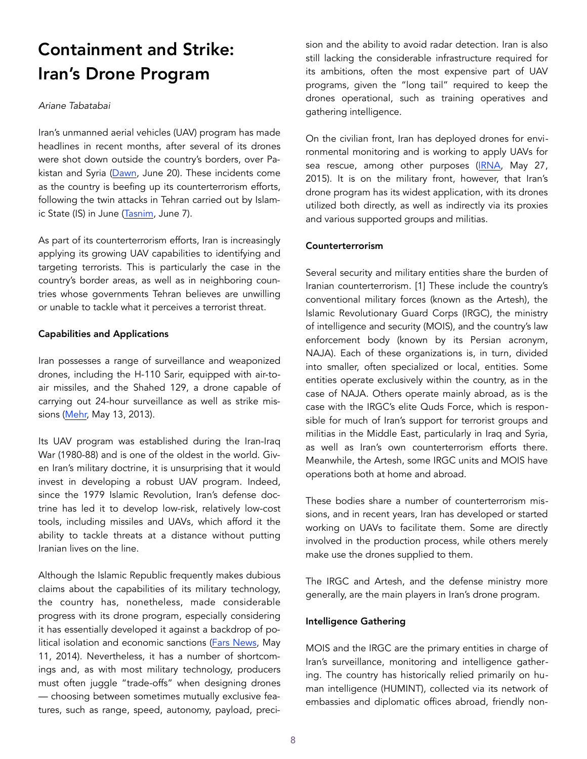# Containment and Strike: Iran's Drone Program

*Ariane Tabatabai*

Iran's unmanned aerial vehicles (UAV) program has made headlines in recent months, after several of its drones were shot down outside the country's borders, over Pakistan and Syria (Dawn, June 20). These incidents come as the country is beefing up its counterterrorism efforts, following the twin attacks in Tehran carried out by Islamic State (IS) in June (Tasnim, June 7).

As part of its counterterrorism efforts, Iran is increasingly applying its growing UAV capabilities to identifying and targeting terrorists. This is particularly the case in the country's border areas, as well as in neighboring countries whose governments Tehran believes are unwilling or unable to tackle what it perceives a terrorist threat.

**Capabilities and Applications**

Iran possesses a range of surveillance and weaponized drones, including the H-110 Sarir, equipped with air-to-air missiles, and the Shahed 129, a drone capable of carrying out 24-hour surveillance as well as strike missions (Mehr, May 13, 2013).

Its UAV program was established during the Iran-Iraq War (1980-88) and is one of the oldest in the world. Given Iran's military doctrine, it is unsurprising that it would invest in developing a robust UAV program. Indeed, since the 1979 Islamic Revolution, Iran's defense doctrine has led it to develop low-risk, relatively low-cost tools, including missiles and UAVs, which afford it the ability to tackle threats at a distance without putting Iranian lives on the line.

Although the Islamic Republic frequently makes dubious claims about the capabilities of its military technology, the country has, nonetheless, made considerable progress with its drone program, especially considering it has essentially developed it against a backdrop of political isolation and economic sanctions (Fars News, May 11, 2014). Nevertheless, it has a number of shortcomings and, as with most military technology, producers must often juggle "trade-offs" when designing drones — choosing between sometimes mutually exclusive features, such as range, speed, autonomy, payload, precision and the ability to avoid radar detection. Iran is also still lacking the considerable infrastructure required for its ambitions, often the most expensive part of UAV programs, given the "long tail" required to keep the drones operational, such as training operatives and gathering intelligence.

On the civilian front, Iran has deployed drones for environmental monitoring and is working to apply UAVs for sea rescue, among other purposes (IRNA, May 27, 2015). It is on the military front, however, that Iran's drone program has its widest application, with its drones utilized both directly, as well as indirectly via its proxies and various supported groups and militias.

**Counterterrorism**

Several security and military entities share the burden of Iranian counterterrorism. [1] These include the country's conventional military forces (known as the Artesh), the Islamic Revolutionary Guard Corps (IRGC), the ministry of intelligence and security (MOIS), and the country's law enforcement body (known by its Persian acronym, NAJA). Each of these organizations is, in turn, divided into smaller, often specialized or local, entities. Some entities operate exclusively within the country, as in the case of NAJA. Others operate mainly abroad, as is the case with the IRGC's elite Quds Force, which is responsible for much of Iran's support for terrorist groups and militias in the Middle East, particularly in Iraq and Syria, as well as Iran's own counterterrorism efforts there. Meanwhile, the Artesh, some IRGC units and MOIS have operations both at home and abroad.

These bodies share a number of counterterrorism missions, and in recent years, Iran has developed or started working on UAVs to facilitate them. Some are directly involved in the production process, while others merely make use the drones supplied to them.

The IRGC and Artesh, and the defense ministry more generally, are the main players in Iran's drone program.

**Intelligence Gathering**

MOIS and the IRGC are the primary entities in charge of Iran's surveillance, monitoring and intelligence gathering. The country has historically relied primarily on human intelligence (HUMINT), collected via its network of embassies and diplomatic offices abroad, friendly non-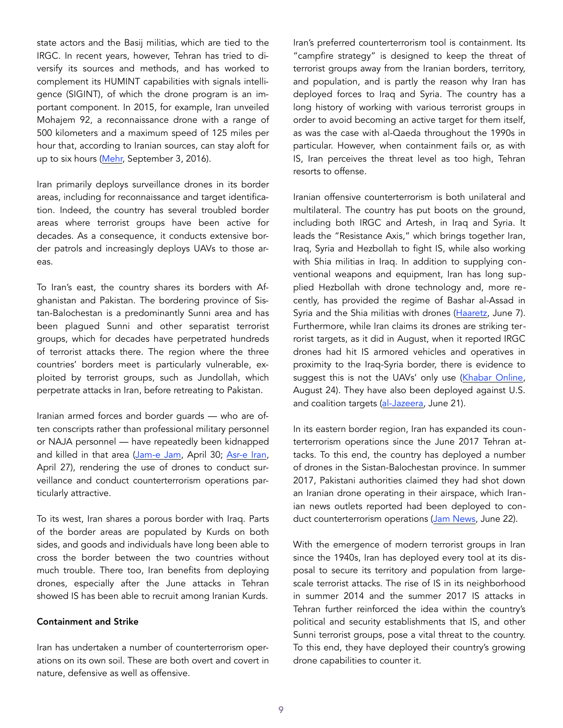state actors and the Basij militias, which are tied to the IRGC. In recent years, however, Tehran has tried to diversify its sources and methods, and has worked to complement its HUMINT capabilities with signals intelligence (SIGINT), of which the drone program is an important component. In 2015, for example, Iran unveiled Mohajem 92, a reconnaissance drone with a range of 500 kilometers and a maximum speed of 125 miles per hour that, according to Iranian sources, can stay aloft for up to six hours (Mehr, September 3, 2016).

Iran primarily deploys surveillance drones in its border areas, including for reconnaissance and target identification. Indeed, the country has several troubled border areas where terrorist groups have been active for decades. As a consequence, it conducts extensive border patrols and increasingly deploys UAVs to those areas.

To Iran's east, the country shares its borders with Afghanistan and Pakistan. The bordering province of Sistan-Balochestan is a predominantly Sunni area and has been plagued Sunni and other separatist terrorist groups, which for decades have perpetrated hundreds of terrorist attacks there. The region where the three countries' borders meet is particularly vulnerable, exploited by terrorist groups, such as Jundollah, which perpetrate attacks in Iran, before retreating to Pakistan.

Iranian armed forces and border guards — who are often conscripts rather than professional military personnel or NAJA personnel — have repeatedly been kidnapped and killed in that area (Jam-e Jam, April 30; Asr-e Iran, April 27), rendering the use of drones to conduct surveillance and conduct counterterrorism operations particularly attractive.

To its west, Iran shares a porous border with Iraq. Parts of the border areas are populated by Kurds on both sides, and goods and individuals have long been able to cross the border between the two countries without much trouble. There too, Iran benefits from deploying drones, especially after the June attacks in Tehran showed IS has been able to recruit among Iranian Kurds.

### Containment and Strike

Iran has undertaken a number of counterterrorism operations on its own soil. These are both overt and covert in nature, defensive as well as offensive.

Iran's preferred counterterrorism tool is containment. Its "campfire strategy" is designed to keep the threat of terrorist groups away from the Iranian borders, territory, and population, and is partly the reason why Iran has deployed forces to Iraq and Syria. The country has a long history of working with various terrorist groups in order to avoid becoming an active target for them itself, as was the case with al-Qaeda throughout the 1990s in particular. However, when containment fails or, as with IS, Iran perceives the threat level as too high, Tehran resorts to offense.

Iranian offensive counterterrorism is both unilateral and multilateral. The country has put boots on the ground, including both IRGC and Artesh, in Iraq and Syria. It leads the "Resistance Axis," which brings together Iran, Iraq, Syria and Hezbollah to fight IS, while also working with Shia militias in Iraq. In addition to supplying conventional weapons and equipment, Iran has long supplied Hezbollah with drone technology and, more recently, has provided the regime of Bashar al-Assad in Syria and the Shia militias with drones (Haaretz, June 7). Furthermore, while Iran claims its drones are striking terrorist targets, as it did in August, when it reported IRGC drones had hit IS armored vehicles and operatives in proximity to the Iraq-Syria border, there is evidence to suggest this is not the UAVs' only use (Khabar Online, August 24). They have also been deployed against U.S. and coalition targets (al-Jazeera, June 21).

In its eastern border region, Iran has expanded its counterterrorism operations since the June 2017 Tehran attacks. To this end, the country has deployed a number of drones in the Sistan-Balochestan province. In summer 2017, Pakistani authorities claimed they had shot down an Iranian drone operating in their airspace, which Iranian news outlets reported had been deployed to conduct counterterrorism operations (Jam News, June 22).

With the emergence of modern terrorist groups in Iran since the 1940s, Iran has deployed every tool at its disposal to secure its territory and population from large-scale terrorist attacks. The rise of IS in its neighborhood in summer 2014 and the summer 2017 IS attacks in Tehran further reinforced the idea within the country's political and security establishments that IS, and other Sunni terrorist groups, pose a vital threat to the country. To this end, they have deployed their country's growing drone capabilities to counter it.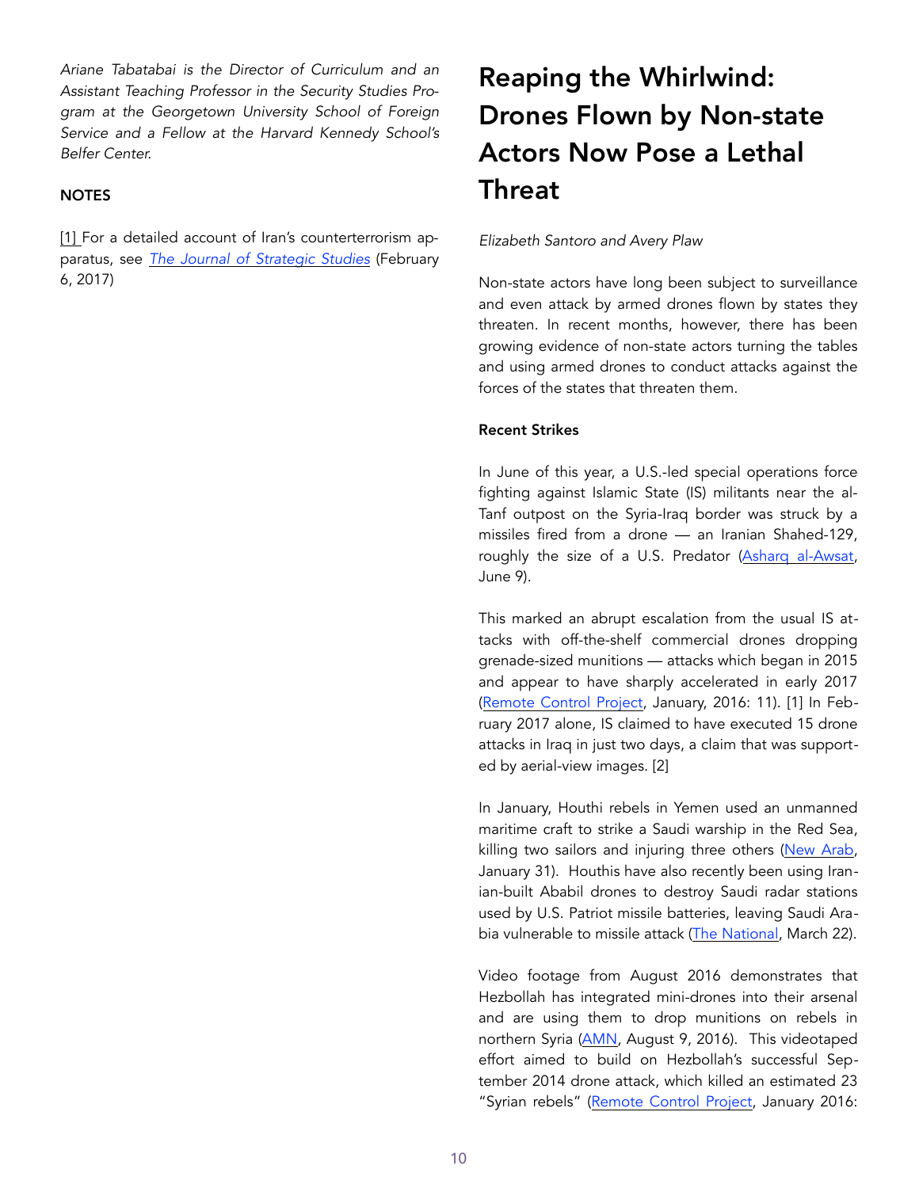*Ariane Tabatabai is the Director of Curriculum and an Assistant Teaching Professor in the Security Studies Program at the Georgetown University School of Foreign Service and a Fellow at the Harvard Kennedy School's Belfer Center.*

**NOTES**

[1] For a detailed account of Iran's counterterrorism apparatus, see *The Journal of Strategic Studies* (February 6, 2017)

# Reaping the Whirlwind: Drones Flown by Non-state Actors Now Pose a Lethal Threat

*Elizabeth Santoro and Avery Plaw*

Non-state actors have long been subject to surveillance and even attack by armed drones flown by states they threaten. In recent months, however, there has been growing evidence of non-state actors turning the tables and using armed drones to conduct attacks against the forces of the states that threaten them.

**Recent Strikes**

In June of this year, a U.S.-led special operations force fighting against Islamic State (IS) militants near the al-Tanf outpost on the Syria-Iraq border was struck by a missiles fired from a drone — an Iranian Shahed-129, roughly the size of a U.S. Predator (Asharq al-Awsat, June 9).

This marked an abrupt escalation from the usual IS attacks with off-the-shelf commercial drones dropping grenade-sized munitions — attacks which began in 2015 and appear to have sharply accelerated in early 2017 (Remote Control Project, January, 2016: 11). [1] In February 2017 alone, IS claimed to have executed 15 drone attacks in Iraq in just two days, a claim that was supported by aerial-view images. [2]

In January, Houthi rebels in Yemen used an unmanned maritime craft to strike a Saudi warship in the Red Sea, killing two sailors and injuring three others (New Arab, January 31). Houthis have also recently been using Iranian-built Ababil drones to destroy Saudi radar stations used by U.S. Patriot missile batteries, leaving Saudi Arabia vulnerable to missile attack (The National, March 22).

Video footage from August 2016 demonstrates that Hezbollah has integrated mini-drones into their arsenal and are using them to drop munitions on rebels in northern Syria (AMN, August 9, 2016). This videotaped effort aimed to build on Hezbollah's successful September 2014 drone attack, which killed an estimated 23 "Syrian rebels" (Remote Control Project, January 2016: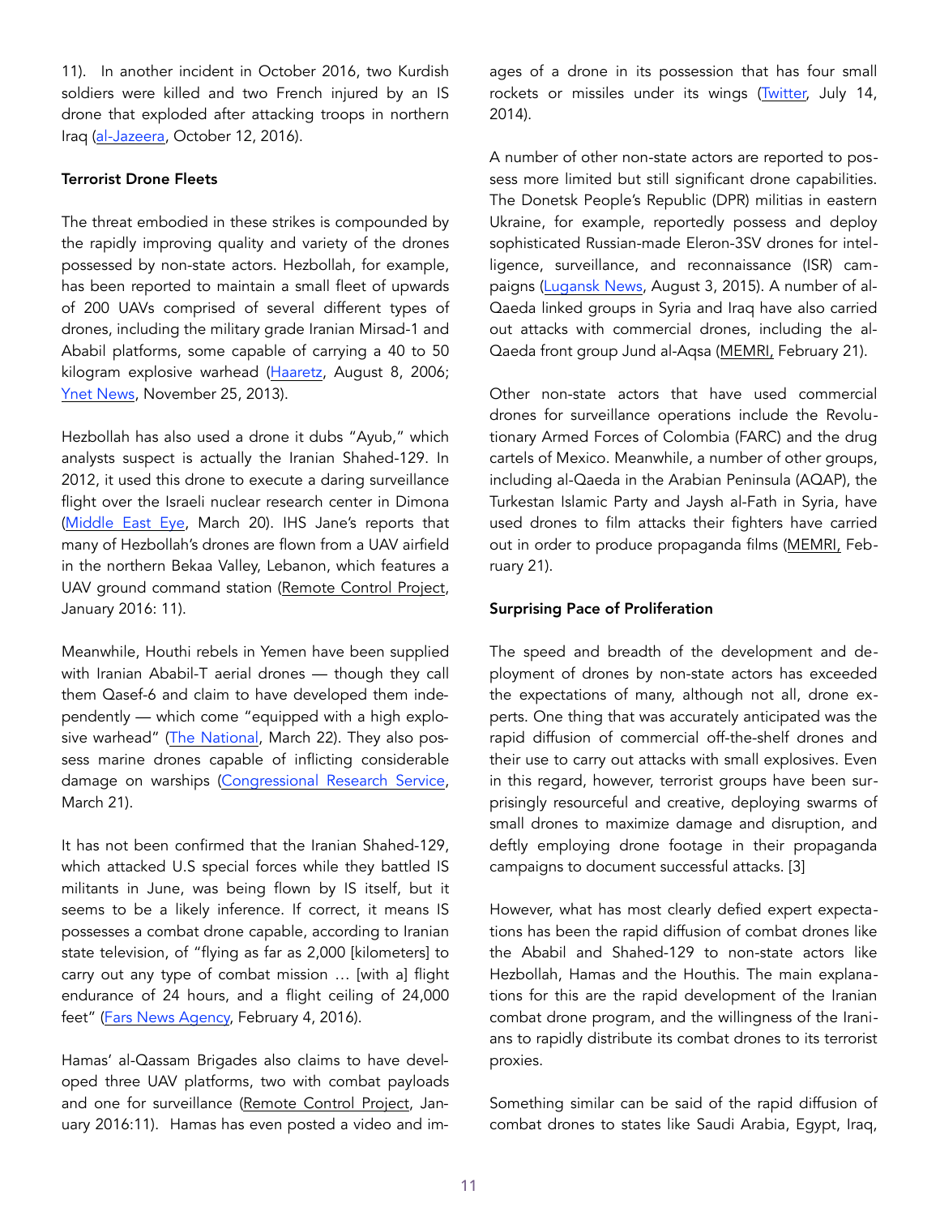11). In another incident in October 2016, two Kurdish soldiers were killed and two French injured by an IS drone that exploded after attacking troops in northern Iraq (al-Jazeera, October 12, 2016).

**Terrorist Drone Fleets**

The threat embodied in these strikes is compounded by the rapidly improving quality and variety of the drones possessed by non-state actors. Hezbollah, for example, has been reported to maintain a small fleet of upwards of 200 UAVs comprised of several different types of drones, including the military grade Iranian Mirsad-1 and Ababil platforms, some capable of carrying a 40 to 50 kilogram explosive warhead (Haaretz, August 8, 2006; Ynet News, November 25, 2013).

Hezbollah has also used a drone it dubs "Ayub," which analysts suspect is actually the Iranian Shahed-129. In 2012, it used this drone to execute a daring surveillance flight over the Israeli nuclear research center in Dimona (Middle East Eye, March 20). IHS Jane's reports that many of Hezbollah's drones are flown from a UAV airfield in the northern Bekaa Valley, Lebanon, which features a UAV ground command station (Remote Control Project, January 2016: 11).

Meanwhile, Houthi rebels in Yemen have been supplied with Iranian Ababil-T aerial drones — though they call them Qasef-6 and claim to have developed them independently — which come "equipped with a high explosive warhead" (The National, March 22). They also possess marine drones capable of inflicting considerable damage on warships (Congressional Research Service, March 21).

It has not been confirmed that the Iranian Shahed-129, which attacked U.S special forces while they battled IS militants in June, was being flown by IS itself, but it seems to be a likely inference. If correct, it means IS possesses a combat drone capable, according to Iranian state television, of "flying as far as 2,000 [kilometers] to carry out any type of combat mission … [with a] flight endurance of 24 hours, and a flight ceiling of 24,000 feet" (Fars News Agency, February 4, 2016).

Hamas' al-Qassam Brigades also claims to have developed three UAV platforms, two with combat payloads and one for surveillance (Remote Control Project, January 2016:11). Hamas has even posted a video and images of a drone in its possession that has four small rockets or missiles under its wings (Twitter, July 14, 2014).

A number of other non-state actors are reported to possess more limited but still significant drone capabilities. The Donetsk People's Republic (DPR) militias in eastern Ukraine, for example, reportedly possess and deploy sophisticated Russian-made Eleron-3SV drones for intelligence, surveillance, and reconnaissance (ISR) campaigns (Lugansk News, August 3, 2015). A number of al-Qaeda linked groups in Syria and Iraq have also carried out attacks with commercial drones, including the al-Qaeda front group Jund al-Aqsa (MEMRI, February 21).

Other non-state actors that have used commercial drones for surveillance operations include the Revolutionary Armed Forces of Colombia (FARC) and the drug cartels of Mexico. Meanwhile, a number of other groups, including al-Qaeda in the Arabian Peninsula (AQAP), the Turkestan Islamic Party and Jaysh al-Fath in Syria, have used drones to film attacks their fighters have carried out in order to produce propaganda films (MEMRI, February 21).

**Surprising Pace of Proliferation**

The speed and breadth of the development and deployment of drones by non-state actors has exceeded the expectations of many, although not all, drone experts. One thing that was accurately anticipated was the rapid diffusion of commercial off-the-shelf drones and their use to carry out attacks with small explosives. Even in this regard, however, terrorist groups have been surprisingly resourceful and creative, deploying swarms of small drones to maximize damage and disruption, and deftly employing drone footage in their propaganda campaigns to document successful attacks. [3]

However, what has most clearly defied expert expectations has been the rapid diffusion of combat drones like the Ababil and Shahed-129 to non-state actors like Hezbollah, Hamas and the Houthis. The main explanations for this are the rapid development of the Iranian combat drone program, and the willingness of the Iranians to rapidly distribute its combat drones to its terrorist proxies.

Something similar can be said of the rapid diffusion of combat drones to states like Saudi Arabia, Egypt, Iraq,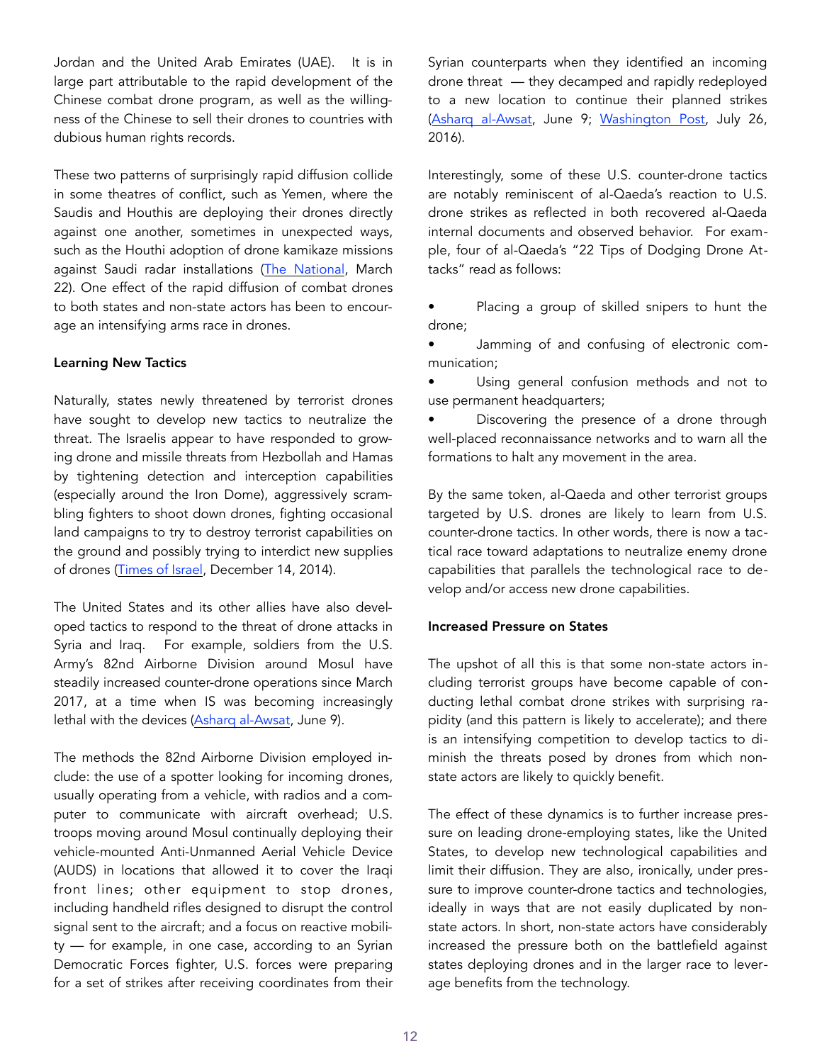Jordan and the United Arab Emirates (UAE). It is in large part attributable to the rapid development of the Chinese combat drone program, as well as the willingness of the Chinese to sell their drones to countries with dubious human rights records.

These two patterns of surprisingly rapid diffusion collide in some theatres of conflict, such as Yemen, where the Saudis and Houthis are deploying their drones directly against one another, sometimes in unexpected ways, such as the Houthi adoption of drone kamikaze missions against Saudi radar installations (The National, March 22). One effect of the rapid diffusion of combat drones to both states and non-state actors has been to encourage an intensifying arms race in drones.

**Learning New Tactics**

Naturally, states newly threatened by terrorist drones have sought to develop new tactics to neutralize the threat. The Israelis appear to have responded to growing drone and missile threats from Hezbollah and Hamas by tightening detection and interception capabilities (especially around the Iron Dome), aggressively scrambling fighters to shoot down drones, fighting occasional land campaigns to try to destroy terrorist capabilities on the ground and possibly trying to interdict new supplies of drones (Times of Israel, December 14, 2014).

The United States and its other allies have also developed tactics to respond to the threat of drone attacks in Syria and Iraq. For example, soldiers from the U.S. Army's 82nd Airborne Division around Mosul have steadily increased counter-drone operations since March 2017, at a time when IS was becoming increasingly lethal with the devices (Asharq al-Awsat, June 9).

The methods the 82nd Airborne Division employed include: the use of a spotter looking for incoming drones, usually operating from a vehicle, with radios and a computer to communicate with aircraft overhead; U.S. troops moving around Mosul continually deploying their vehicle-mounted Anti-Unmanned Aerial Vehicle Device (AUDS) in locations that allowed it to cover the Iraqi front lines; other equipment to stop drones, including handheld rifles designed to disrupt the control signal sent to the aircraft; and a focus on reactive mobility — for example, in one case, according to an Syrian Democratic Forces fighter, U.S. forces were preparing for a set of strikes after receiving coordinates from their Syrian counterparts when they identified an incoming drone threat — they decamped and rapidly redeployed to a new location to continue their planned strikes (Asharq al-Awsat, June 9; Washington Post, July 26, 2016).

Interestingly, some of these U.S. counter-drone tactics are notably reminiscent of al-Qaeda's reaction to U.S. drone strikes as reflected in both recovered al-Qaeda internal documents and observed behavior. For example, four of al-Qaeda's "22 Tips of Dodging Drone Attacks" read as follows:

- Placing a group of skilled snipers to hunt the drone;
- Jamming of and confusing of electronic communication;
- Using general confusion methods and not to use permanent headquarters;
- Discovering the presence of a drone through well-placed reconnaissance networks and to warn all the formations to halt any movement in the area.

By the same token, al-Qaeda and other terrorist groups targeted by U.S. drones are likely to learn from U.S. counter-drone tactics. In other words, there is now a tactical race toward adaptations to neutralize enemy drone capabilities that parallels the technological race to develop and/or access new drone capabilities.

**Increased Pressure on States**

The upshot of all this is that some non-state actors including terrorist groups have become capable of conducting lethal combat drone strikes with surprising rapidity (and this pattern is likely to accelerate); and there is an intensifying competition to develop tactics to diminish the threats posed by drones from which non-state actors are likely to quickly benefit.

The effect of these dynamics is to further increase pressure on leading drone-employing states, like the United States, to develop new technological capabilities and limit their diffusion. They are also, ironically, under pressure to improve counter-drone tactics and technologies, ideally in ways that are not easily duplicated by non-state actors. In short, non-state actors have considerably increased the pressure both on the battlefield against states deploying drones and in the larger race to leverage benefits from the technology.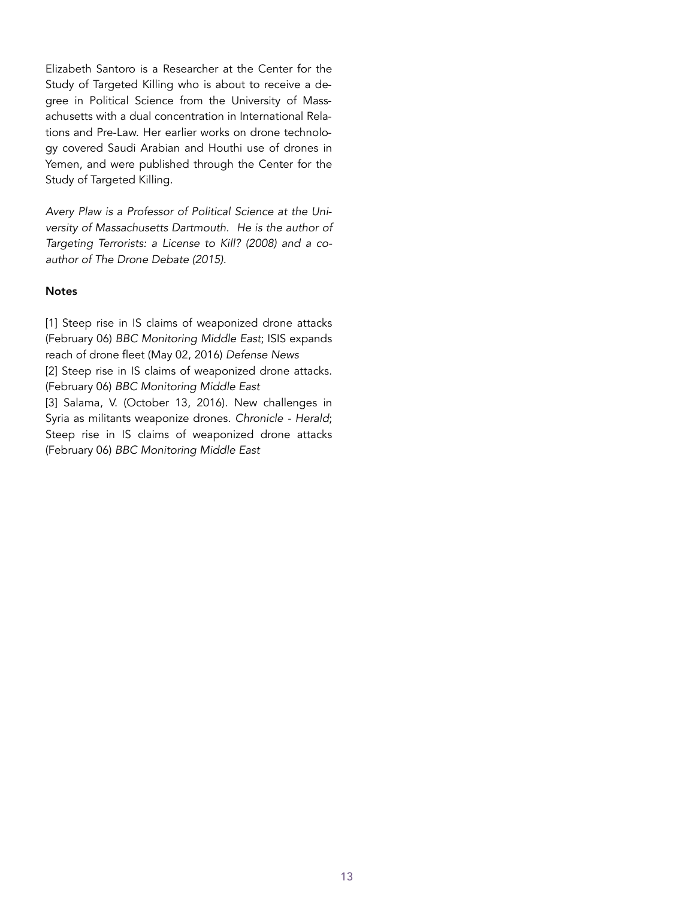Elizabeth Santoro is a Researcher at the Center for the Study of Targeted Killing who is about to receive a degree in Political Science from the University of Massachusetts with a dual concentration in International Relations and Pre-Law. Her earlier works on drone technology covered Saudi Arabian and Houthi use of drones in Yemen, and were published through the Center for the Study of Targeted Killing.

*Avery Plaw is a Professor of Political Science at the University of Massachusetts Dartmouth. He is the author of Targeting Terrorists: a License to Kill? (2008) and a co-author of The Drone Debate (2015).*

**Notes**

[1] Steep rise in IS claims of weaponized drone attacks (February 06) *BBC Monitoring Middle East*; ISIS expands reach of drone fleet (May 02, 2016) *Defense News*
[2] Steep rise in IS claims of weaponized drone attacks. (February 06) *BBC Monitoring Middle East*
[3] Salama, V. (October 13, 2016). New challenges in Syria as militants weaponize drones. *Chronicle - Herald*; Steep rise in IS claims of weaponized drone attacks (February 06) *BBC Monitoring Middle East*